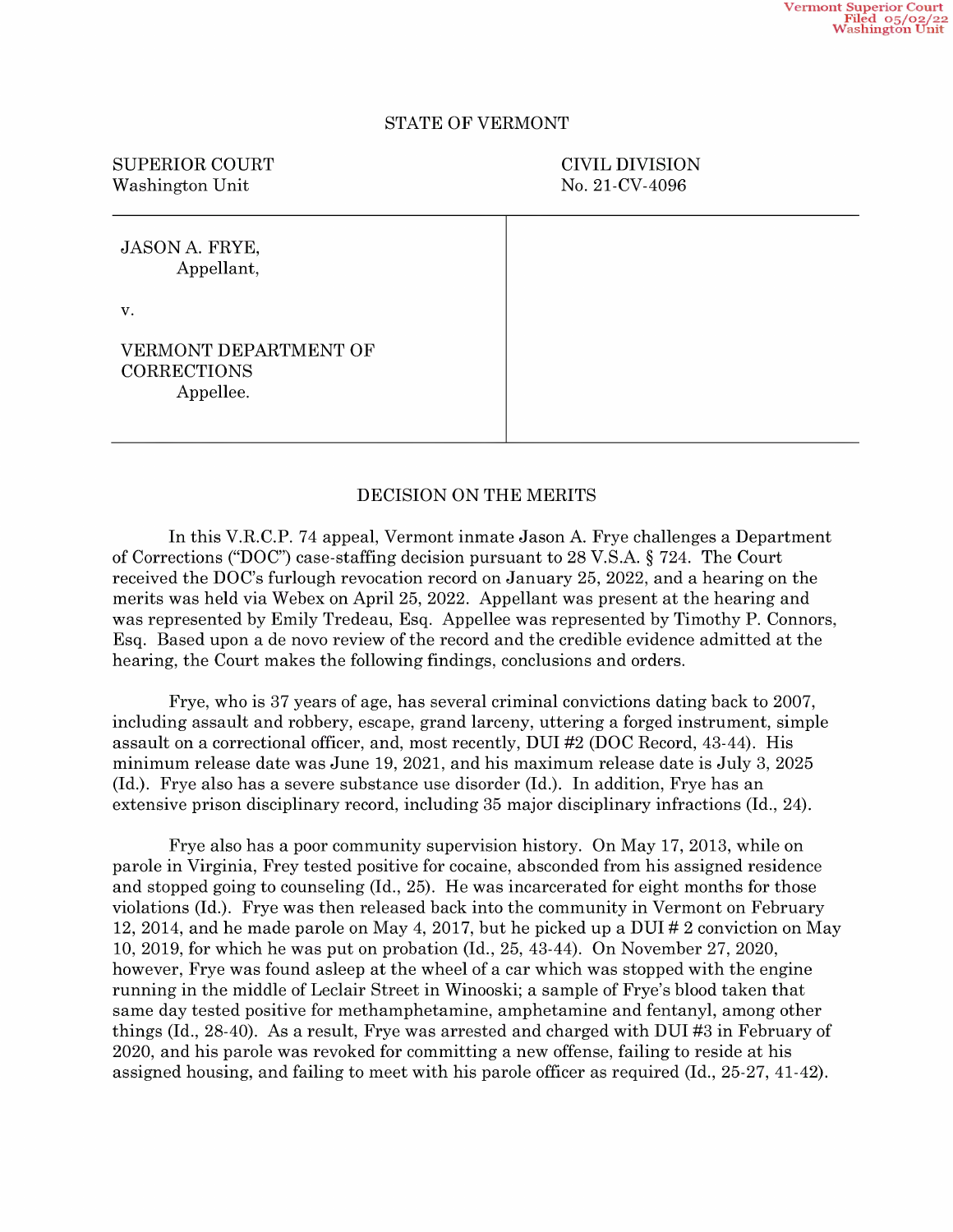Vermont Superior Court
Filed 05/02/22
Washington Unit

STATE OF VERMONT

| SUPERIOR COURT<br>Washington Unit | CIVIL DIVISION<br>No. 21-CV-4096 |
| --- | --- |
| JASON A. FRYE,<br>Appellant,<br><br>v.<br><br>VERMONT DEPARTMENT OF CORRECTIONS<br>Appellee. | |

## DECISION ON THE MERITS

In this V.R.C.P. 74 appeal, Vermont inmate Jason A. Frye challenges a Department of Corrections ("DOC") case-staffing decision pursuant to 28 V.S.A. § 724. The Court received the DOC's furlough revocation record on January 25, 2022, and a hearing on the merits was held via Webex on April 25, 2022. Appellant was present at the hearing and was represented by Emily Tredeau, Esq. Appellee was represented by Timothy P. Connors, Esq. Based upon a de novo review of the record and the credible evidence admitted at the hearing, the Court makes the following findings, conclusions and orders.

Frye, who is 37 years of age, has several criminal convictions dating back to 2007, including assault and robbery, escape, grand larceny, uttering a forged instrument, simple assault on a correctional officer, and, most recently, DUI #2 (DOC Record, 43-44). His minimum release date was June 19, 2021, and his maximum release date is July 3, 2025 (Id.). Frye also has a severe substance use disorder (Id.). In addition, Frye has an extensive prison disciplinary record, including 35 major disciplinary infractions (Id., 24).

Frye also has a poor community supervision history. On May 17, 2013, while on parole in Virginia, Frey tested positive for cocaine, absconded from his assigned residence and stopped going to counseling (Id., 25). He was incarcerated for eight months for those violations (Id.). Frye was then released back into the community in Vermont on February 12, 2014, and he made parole on May 4, 2017, but he picked up a DUI # 2 conviction on May 10, 2019, for which he was put on probation (Id., 25, 43-44). On November 27, 2020, however, Frye was found asleep at the wheel of a car which was stopped with the engine running in the middle of Leclair Street in Winooski; a sample of Frye's blood taken that same day tested positive for methamphetamine, amphetamine and fentanyl, among other things (Id., 28-40). As a result, Frye was arrested and charged with DUI #3 in February of 2020, and his parole was revoked for committing a new offense, failing to reside at his assigned housing, and failing to meet with his parole officer as required (Id., 25-27, 41-42).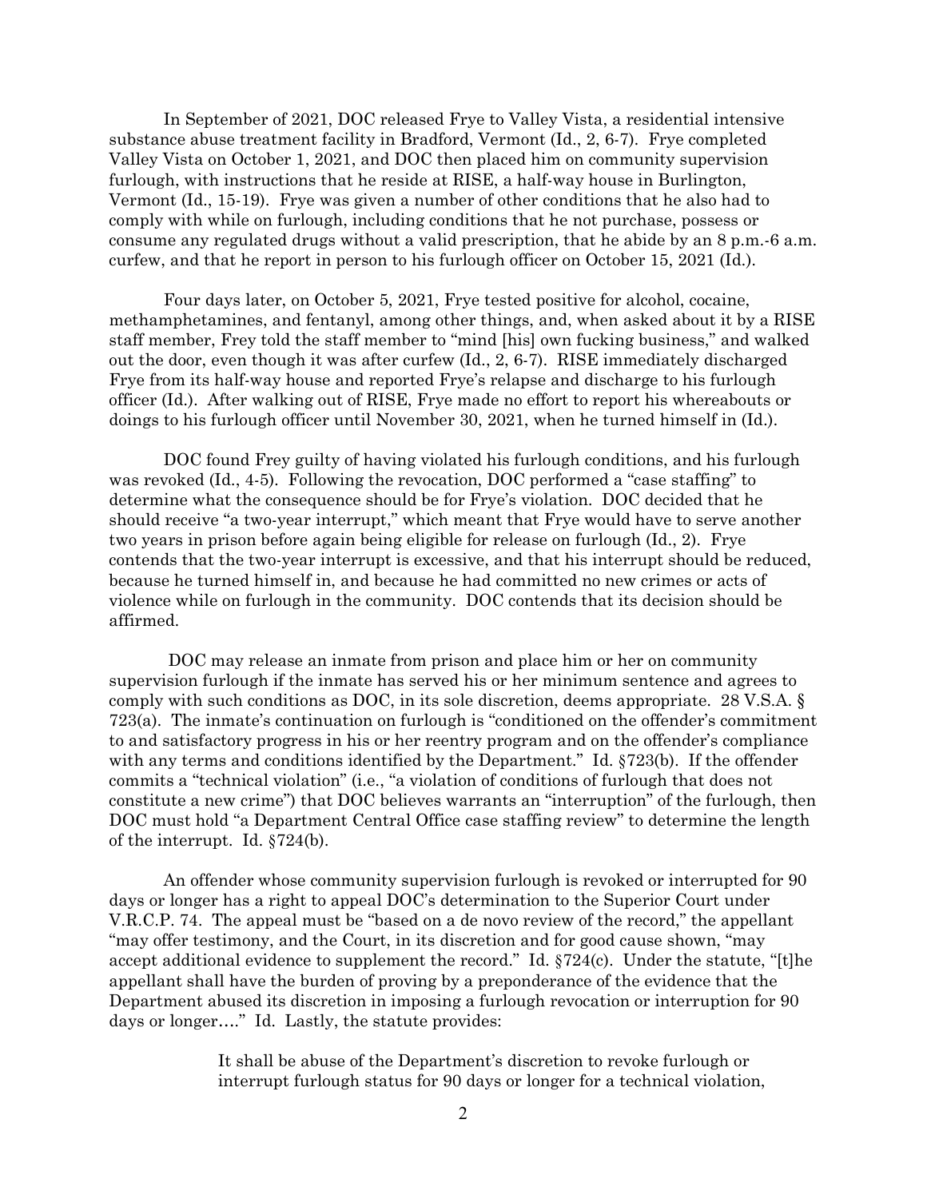In September of 2021, DOC released Frye to Valley Vista, a residential intensive substance abuse treatment facility in Bradford, Vermont (Id., 2, 6-7). Frye completed Valley Vista on October 1, 2021, and DOC then placed him on community supervision furlough, with instructions that he reside at RISE, a half-way house in Burlington, Vermont (Id., 15-19). Frye was given a number of other conditions that he also had to comply with while on furlough, including conditions that he not purchase, possess or consume any regulated drugs without a valid prescription, that he abide by an 8 p.m.-6 a.m. curfew, and that he report in person to his furlough officer on October 15, 2021 (Id.).

Four days later, on October 5, 2021, Frye tested positive for alcohol, cocaine, methamphetamines, and fentanyl, among other things, and, when asked about it by a RISE staff member, Frey told the staff member to "mind [his] own fucking business," and walked out the door, even though it was after curfew (Id., 2, 6-7). RISE immediately discharged Frye from its half-way house and reported Frye's relapse and discharge to his furlough officer (Id.). After walking out of RISE, Frye made no effort to report his whereabouts or doings to his furlough officer until November 30, 2021, when he turned himself in (Id.).

DOC found Frey guilty of having violated his furlough conditions, and his furlough was revoked (Id., 4-5). Following the revocation, DOC performed a "case staffing" to determine what the consequence should be for Frye's violation. DOC decided that he should receive "a two-year interrupt," which meant that Frye would have to serve another two years in prison before again being eligible for release on furlough (Id., 2). Frye contends that the two-year interrupt is excessive, and that his interrupt should be reduced, because he turned himself in, and because he had committed no new crimes or acts of violence while on furlough in the community. DOC contends that its decision should be affirmed.

DOC may release an inmate from prison and place him or her on community supervision furlough if the inmate has served his or her minimum sentence and agrees to comply with such conditions as DOC, in its sole discretion, deems appropriate. 28 V.S.A. § 723(a). The inmate's continuation on furlough is "conditioned on the offender's commitment to and satisfactory progress in his or her reentry program and on the offender's compliance with any terms and conditions identified by the Department." Id. §723(b). If the offender commits a "technical violation" (i.e., "a violation of conditions of furlough that does not constitute a new crime") that DOC believes warrants an "interruption" of the furlough, then DOC must hold "a Department Central Office case staffing review" to determine the length of the interrupt. Id. §724(b).

An offender whose community supervision furlough is revoked or interrupted for 90 days or longer has a right to appeal DOC's determination to the Superior Court under V.R.C.P. 74. The appeal must be "based on a de novo review of the record," the appellant "may offer testimony, and the Court, in its discretion and for good cause shown, "may accept additional evidence to supplement the record." Id. §724(c). Under the statute, "[t]he appellant shall have the burden of proving by a preponderance of the evidence that the Department abused its discretion in imposing a furlough revocation or interruption for 90 days or longer…." Id. Lastly, the statute provides:

> It shall be abuse of the Department's discretion to revoke furlough or interrupt furlough status for 90 days or longer for a technical violation,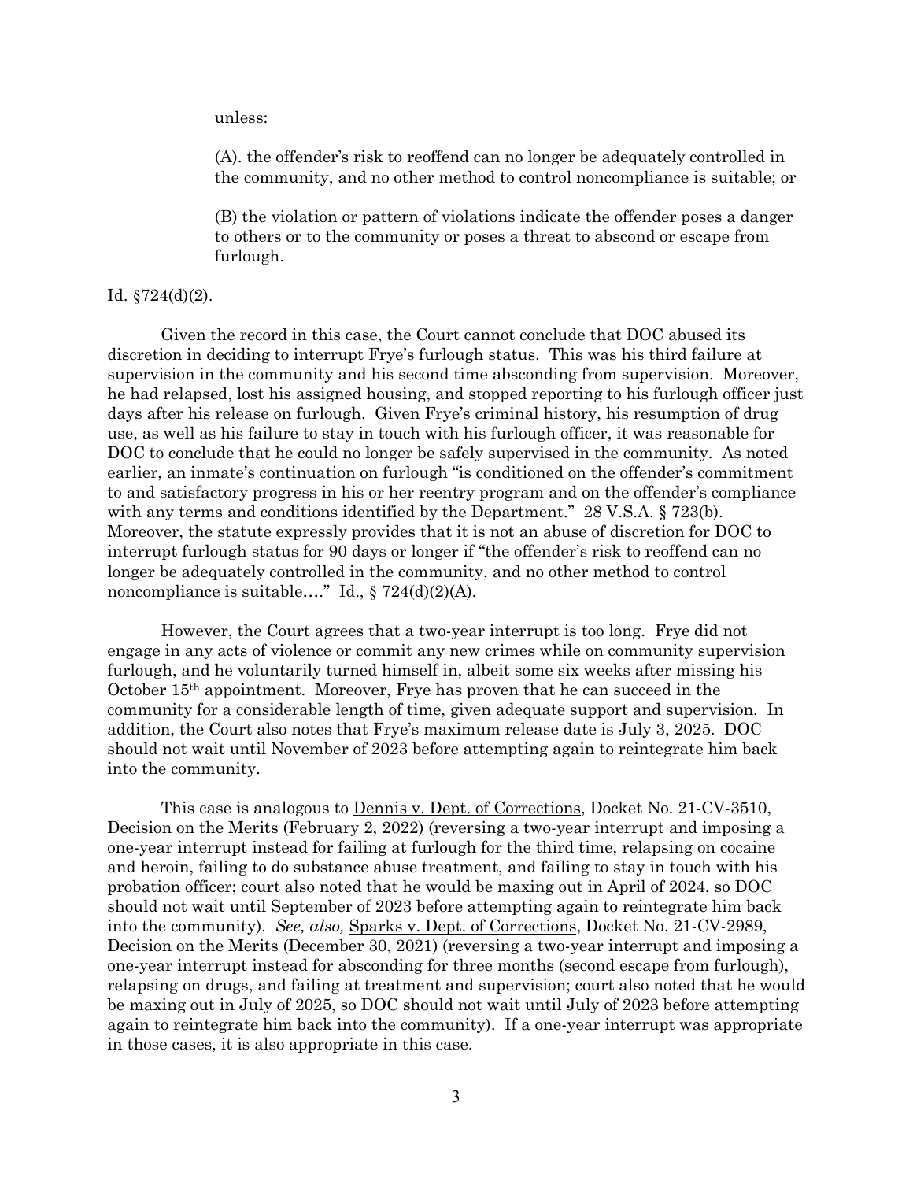unless:

> (A). the offender's risk to reoffend can no longer be adequately controlled in the community, and no other method to control noncompliance is suitable; or
>
> (B) the violation or pattern of violations indicate the offender poses a danger to others or to the community or poses a threat to abscond or escape from furlough.

Id. §724(d)(2).

Given the record in this case, the Court cannot conclude that DOC abused its discretion in deciding to interrupt Frye's furlough status. This was his third failure at supervision in the community and his second time absconding from supervision. Moreover, he had relapsed, lost his assigned housing, and stopped reporting to his furlough officer just days after his release on furlough. Given Frye's criminal history, his resumption of drug use, as well as his failure to stay in touch with his furlough officer, it was reasonable for DOC to conclude that he could no longer be safely supervised in the community. As noted earlier, an inmate's continuation on furlough "is conditioned on the offender's commitment to and satisfactory progress in his or her reentry program and on the offender's compliance with any terms and conditions identified by the Department." 28 V.S.A. § 723(b). Moreover, the statute expressly provides that it is not an abuse of discretion for DOC to interrupt furlough status for 90 days or longer if "the offender's risk to reoffend can no longer be adequately controlled in the community, and no other method to control noncompliance is suitable…." Id., § 724(d)(2)(A).

However, the Court agrees that a two-year interrupt is too long. Frye did not engage in any acts of violence or commit any new crimes while on community supervision furlough, and he voluntarily turned himself in, albeit some six weeks after missing his October 15th appointment. Moreover, Frye has proven that he can succeed in the community for a considerable length of time, given adequate support and supervision. In addition, the Court also notes that Frye's maximum release date is July 3, 2025. DOC should not wait until November of 2023 before attempting again to reintegrate him back into the community.

This case is analogous to Dennis v. Dept. of Corrections, Docket No. 21-CV-3510, Decision on the Merits (February 2, 2022) (reversing a two-year interrupt and imposing a one-year interrupt instead for failing at furlough for the third time, relapsing on cocaine and heroin, failing to do substance abuse treatment, and failing to stay in touch with his probation officer; court also noted that he would be maxing out in April of 2024, so DOC should not wait until September of 2023 before attempting again to reintegrate him back into the community). *See, also,* Sparks v. Dept. of Corrections, Docket No. 21-CV-2989, Decision on the Merits (December 30, 2021) (reversing a two-year interrupt and imposing a one-year interrupt instead for absconding for three months (second escape from furlough), relapsing on drugs, and failing at treatment and supervision; court also noted that he would be maxing out in July of 2025, so DOC should not wait until July of 2023 before attempting again to reintegrate him back into the community). If a one-year interrupt was appropriate in those cases, it is also appropriate in this case.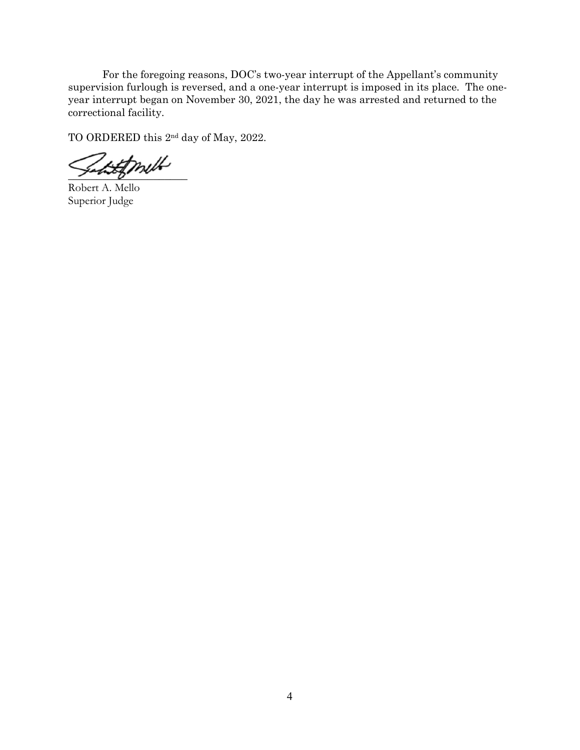For the foregoing reasons, DOC's two-year interrupt of the Appellant's community supervision furlough is reversed, and a one-year interrupt is imposed in its place. The one-year interrupt began on November 30, 2021, the day he was arrested and returned to the correctional facility.

TO ORDERED this 2nd day of May, 2022.

Robert A. Mello
Superior Judge